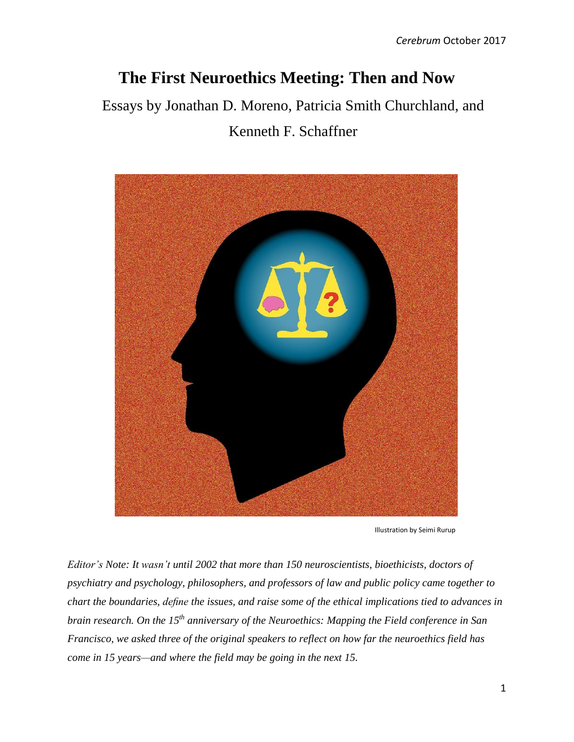# The First Neuroethics Meeting: Then and Now

Essays by Jonathan D. Moreno, Patricia Smith Churchland, and Kenneth F. Schaffner

Illustration by Seimi Rurup

*Editor's Note: It wasn't until 2002 that more than 150 neuroscientists, bioethicists, doctors of psychiatry and psychology, philosophers, and professors of law and public policy came together to chart the boundaries, define the issues, and raise some of the ethical implications tied to advances in brain research. On the 15th anniversary of the Neuroethics: Mapping the Field conference in San Francisco, we asked three of the original speakers to reflect on how far the neuroethics field has come in 15 years—and where the field may be going in the next 15.*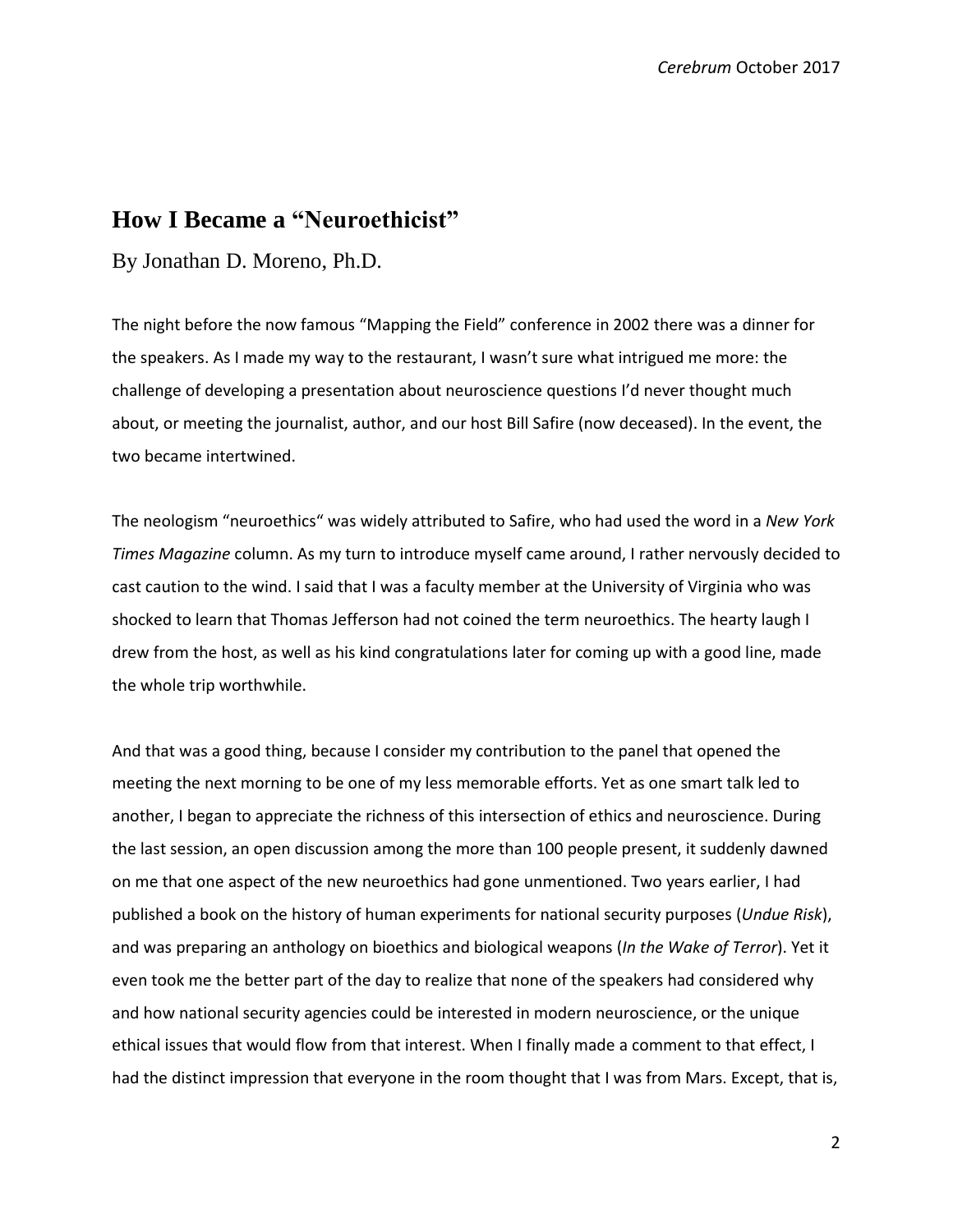## How I Became a "Neuroethicist"

By Jonathan D. Moreno, Ph.D.

The night before the now famous "Mapping the Field" conference in 2002 there was a dinner for the speakers. As I made my way to the restaurant, I wasn't sure what intrigued me more: the challenge of developing a presentation about neuroscience questions I'd never thought much about, or meeting the journalist, author, and our host Bill Safire (now deceased). In the event, the two became intertwined.

The neologism "neuroethics" was widely attributed to Safire, who had used the word in a *New York Times Magazine* column. As my turn to introduce myself came around, I rather nervously decided to cast caution to the wind. I said that I was a faculty member at the University of Virginia who was shocked to learn that Thomas Jefferson had not coined the term neuroethics. The hearty laugh I drew from the host, as well as his kind congratulations later for coming up with a good line, made the whole trip worthwhile.

And that was a good thing, because I consider my contribution to the panel that opened the meeting the next morning to be one of my less memorable efforts. Yet as one smart talk led to another, I began to appreciate the richness of this intersection of ethics and neuroscience. During the last session, an open discussion among the more than 100 people present, it suddenly dawned on me that one aspect of the new neuroethics had gone unmentioned. Two years earlier, I had published a book on the history of human experiments for national security purposes (*Undue Risk*), and was preparing an anthology on bioethics and biological weapons (*In the Wake of Terror*). Yet it even took me the better part of the day to realize that none of the speakers had considered why and how national security agencies could be interested in modern neuroscience, or the unique ethical issues that would flow from that interest. When I finally made a comment to that effect, I had the distinct impression that everyone in the room thought that I was from Mars. Except, that is,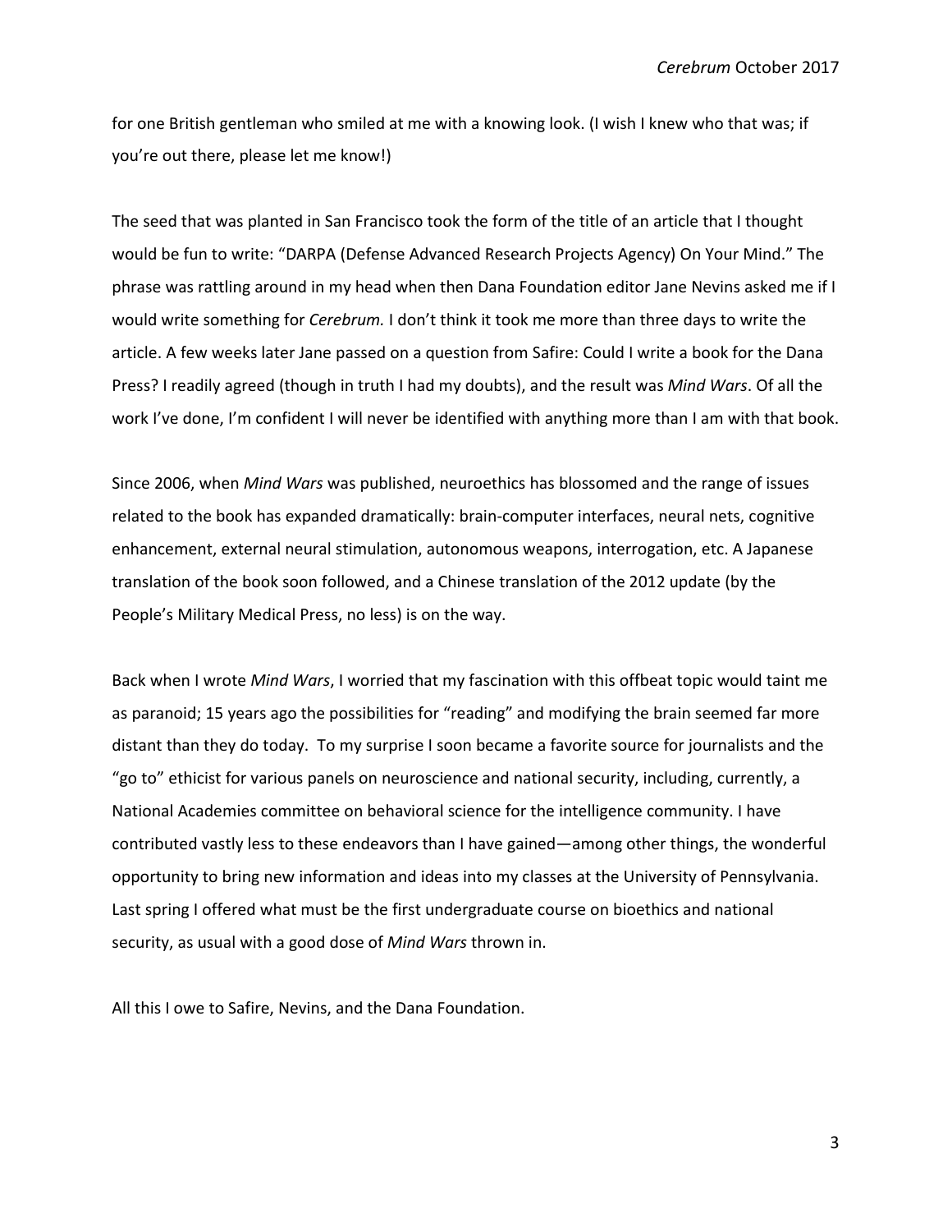for one British gentleman who smiled at me with a knowing look. (I wish I knew who that was; if you're out there, please let me know!)

The seed that was planted in San Francisco took the form of the title of an article that I thought would be fun to write: "DARPA (Defense Advanced Research Projects Agency) On Your Mind." The phrase was rattling around in my head when then Dana Foundation editor Jane Nevins asked me if I would write something for *Cerebrum.* I don't think it took me more than three days to write the article. A few weeks later Jane passed on a question from Safire: Could I write a book for the Dana Press? I readily agreed (though in truth I had my doubts), and the result was *Mind Wars*. Of all the work I've done, I'm confident I will never be identified with anything more than I am with that book.

Since 2006, when *Mind Wars* was published, neuroethics has blossomed and the range of issues related to the book has expanded dramatically: brain-computer interfaces, neural nets, cognitive enhancement, external neural stimulation, autonomous weapons, interrogation, etc. A Japanese translation of the book soon followed, and a Chinese translation of the 2012 update (by the People's Military Medical Press, no less) is on the way.

Back when I wrote *Mind Wars*, I worried that my fascination with this offbeat topic would taint me as paranoid; 15 years ago the possibilities for "reading" and modifying the brain seemed far more distant than they do today. To my surprise I soon became a favorite source for journalists and the "go to" ethicist for various panels on neuroscience and national security, including, currently, a National Academies committee on behavioral science for the intelligence community. I have contributed vastly less to these endeavors than I have gained—among other things, the wonderful opportunity to bring new information and ideas into my classes at the University of Pennsylvania. Last spring I offered what must be the first undergraduate course on bioethics and national security, as usual with a good dose of *Mind Wars* thrown in.

All this I owe to Safire, Nevins, and the Dana Foundation.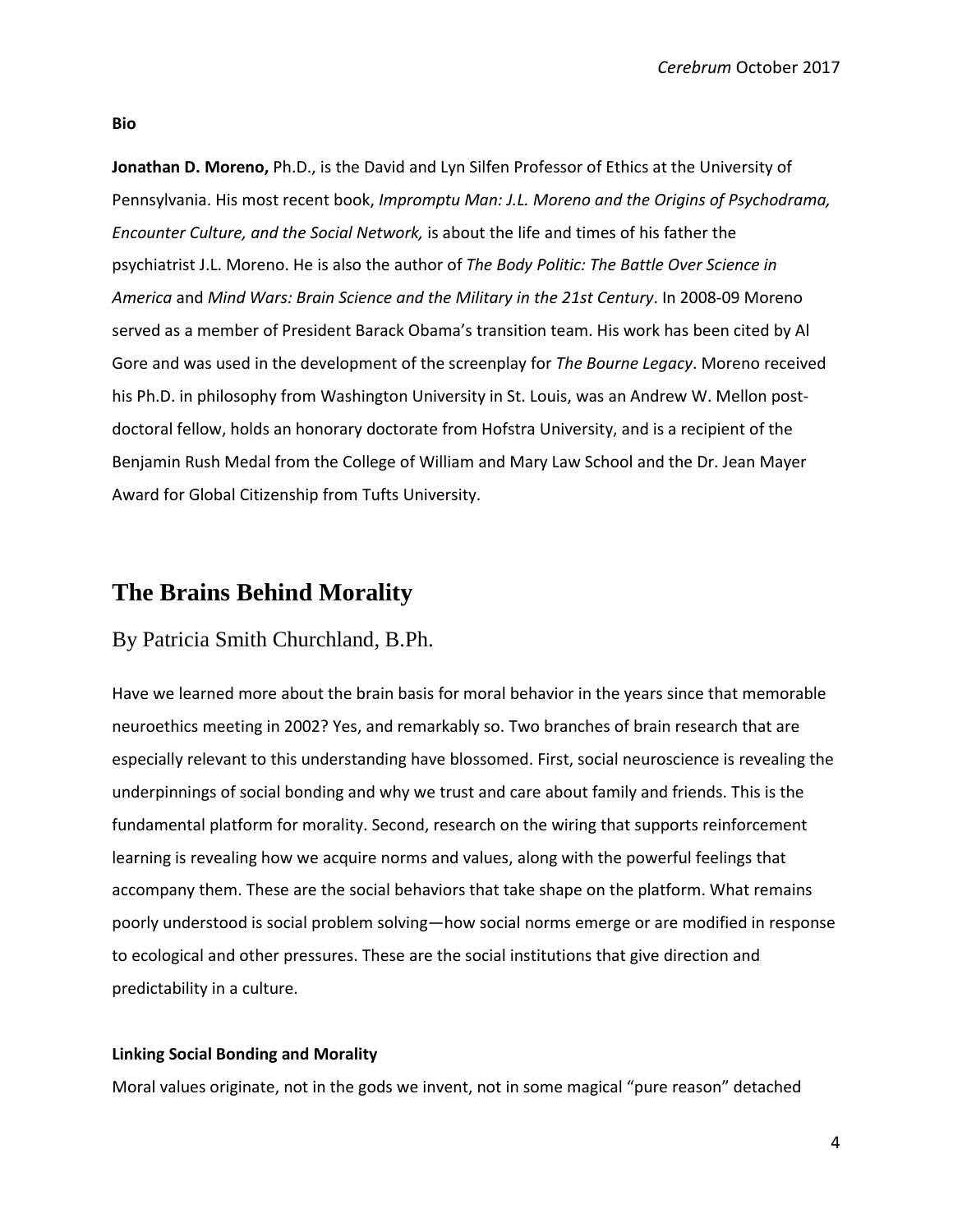**Bio**

**Jonathan D. Moreno,** Ph.D., is the David and Lyn Silfen Professor of Ethics at the University of Pennsylvania. His most recent book, *Impromptu Man: J.L. Moreno and the Origins of Psychodrama, Encounter Culture, and the Social Network,* is about the life and times of his father the psychiatrist J.L. Moreno. He is also the author of *The Body Politic: The Battle Over Science in America* and *Mind Wars: Brain Science and the Military in the 21st Century*. In 2008-09 Moreno served as a member of President Barack Obama's transition team. His work has been cited by Al Gore and was used in the development of the screenplay for *The Bourne Legacy*. Moreno received his Ph.D. in philosophy from Washington University in St. Louis, was an Andrew W. Mellon post-doctoral fellow, holds an honorary doctorate from Hofstra University, and is a recipient of the Benjamin Rush Medal from the College of William and Mary Law School and the Dr. Jean Mayer Award for Global Citizenship from Tufts University.

# The Brains Behind Morality

By Patricia Smith Churchland, B.Ph.

Have we learned more about the brain basis for moral behavior in the years since that memorable neuroethics meeting in 2002? Yes, and remarkably so. Two branches of brain research that are especially relevant to this understanding have blossomed. First, social neuroscience is revealing the underpinnings of social bonding and why we trust and care about family and friends. This is the fundamental platform for morality. Second, research on the wiring that supports reinforcement learning is revealing how we acquire norms and values, along with the powerful feelings that accompany them. These are the social behaviors that take shape on the platform. What remains poorly understood is social problem solving—how social norms emerge or are modified in response to ecological and other pressures. These are the social institutions that give direction and predictability in a culture.

**Linking Social Bonding and Morality**

Moral values originate, not in the gods we invent, not in some magical "pure reason" detached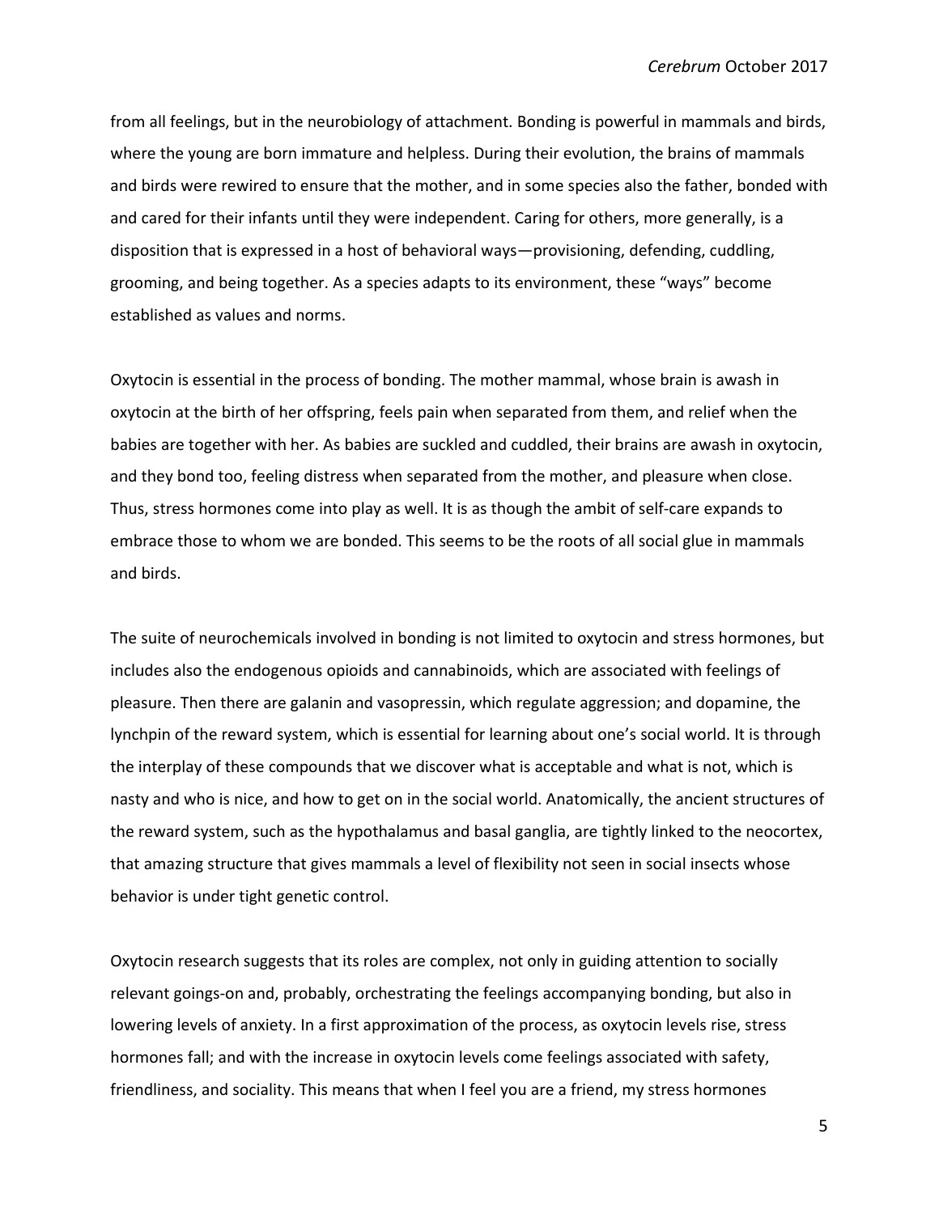from all feelings, but in the neurobiology of attachment. Bonding is powerful in mammals and birds, where the young are born immature and helpless. During their evolution, the brains of mammals and birds were rewired to ensure that the mother, and in some species also the father, bonded with and cared for their infants until they were independent. Caring for others, more generally, is a disposition that is expressed in a host of behavioral ways—provisioning, defending, cuddling, grooming, and being together. As a species adapts to its environment, these "ways" become established as values and norms.

Oxytocin is essential in the process of bonding. The mother mammal, whose brain is awash in oxytocin at the birth of her offspring, feels pain when separated from them, and relief when the babies are together with her. As babies are suckled and cuddled, their brains are awash in oxytocin, and they bond too, feeling distress when separated from the mother, and pleasure when close. Thus, stress hormones come into play as well. It is as though the ambit of self-care expands to embrace those to whom we are bonded. This seems to be the roots of all social glue in mammals and birds.

The suite of neurochemicals involved in bonding is not limited to oxytocin and stress hormones, but includes also the endogenous opioids and cannabinoids, which are associated with feelings of pleasure. Then there are galanin and vasopressin, which regulate aggression; and dopamine, the lynchpin of the reward system, which is essential for learning about one's social world. It is through the interplay of these compounds that we discover what is acceptable and what is not, which is nasty and who is nice, and how to get on in the social world. Anatomically, the ancient structures of the reward system, such as the hypothalamus and basal ganglia, are tightly linked to the neocortex, that amazing structure that gives mammals a level of flexibility not seen in social insects whose behavior is under tight genetic control.

Oxytocin research suggests that its roles are complex, not only in guiding attention to socially relevant goings-on and, probably, orchestrating the feelings accompanying bonding, but also in lowering levels of anxiety. In a first approximation of the process, as oxytocin levels rise, stress hormones fall; and with the increase in oxytocin levels come feelings associated with safety, friendliness, and sociality. This means that when I feel you are a friend, my stress hormones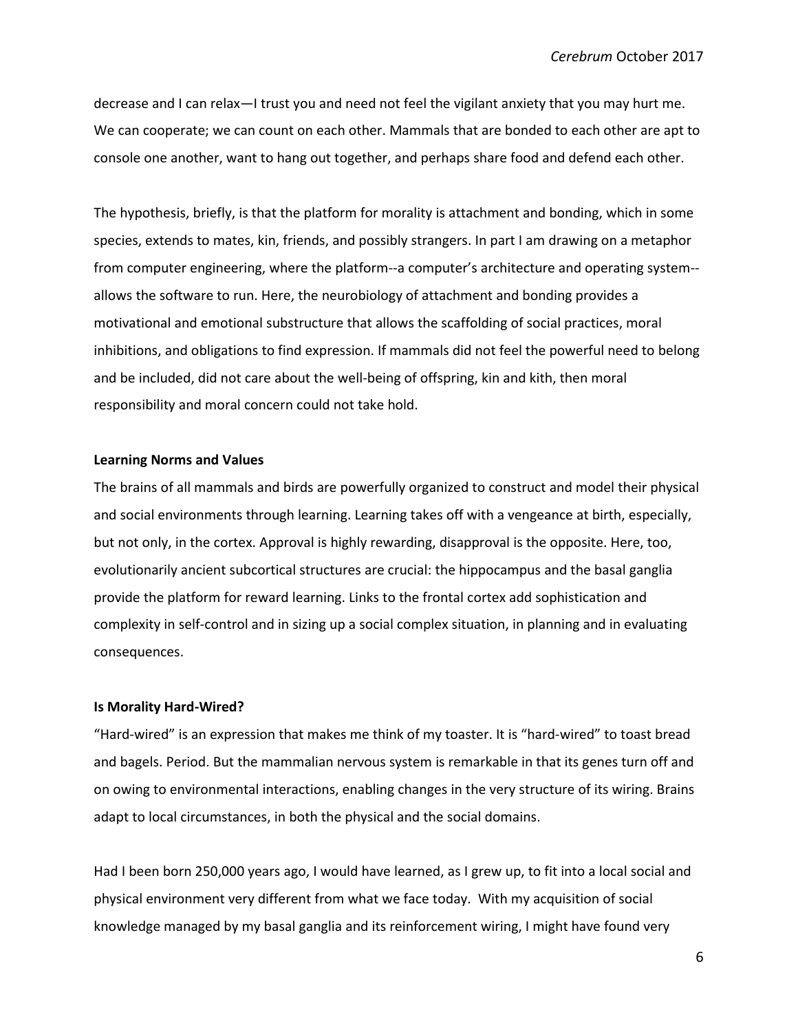decrease and I can relax—I trust you and need not feel the vigilant anxiety that you may hurt me. We can cooperate; we can count on each other. Mammals that are bonded to each other are apt to console one another, want to hang out together, and perhaps share food and defend each other.

The hypothesis, briefly, is that the platform for morality is attachment and bonding, which in some species, extends to mates, kin, friends, and possibly strangers. In part I am drawing on a metaphor from computer engineering, where the platform--a computer's architecture and operating system--allows the software to run. Here, the neurobiology of attachment and bonding provides a motivational and emotional substructure that allows the scaffolding of social practices, moral inhibitions, and obligations to find expression. If mammals did not feel the powerful need to belong and be included, did not care about the well-being of offspring, kin and kith, then moral responsibility and moral concern could not take hold.

**Learning Norms and Values**

The brains of all mammals and birds are powerfully organized to construct and model their physical and social environments through learning. Learning takes off with a vengeance at birth, especially, but not only, in the cortex. Approval is highly rewarding, disapproval is the opposite. Here, too, evolutionarily ancient subcortical structures are crucial: the hippocampus and the basal ganglia provide the platform for reward learning. Links to the frontal cortex add sophistication and complexity in self-control and in sizing up a social complex situation, in planning and in evaluating consequences.

**Is Morality Hard-Wired?**

"Hard-wired" is an expression that makes me think of my toaster. It is "hard-wired" to toast bread and bagels. Period. But the mammalian nervous system is remarkable in that its genes turn off and on owing to environmental interactions, enabling changes in the very structure of its wiring. Brains adapt to local circumstances, in both the physical and the social domains.

Had I been born 250,000 years ago, I would have learned, as I grew up, to fit into a local social and physical environment very different from what we face today. With my acquisition of social knowledge managed by my basal ganglia and its reinforcement wiring, I might have found very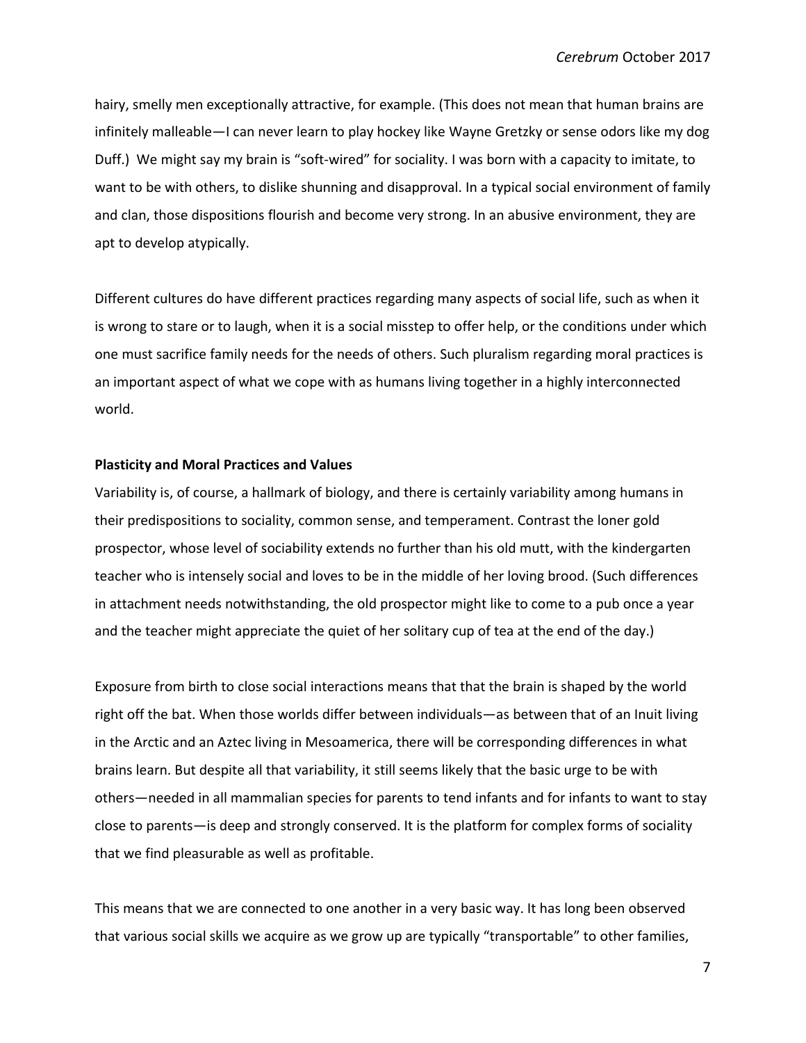hairy, smelly men exceptionally attractive, for example. (This does not mean that human brains are infinitely malleable—I can never learn to play hockey like Wayne Gretzky or sense odors like my dog Duff.) We might say my brain is "soft-wired" for sociality. I was born with a capacity to imitate, to want to be with others, to dislike shunning and disapproval. In a typical social environment of family and clan, those dispositions flourish and become very strong. In an abusive environment, they are apt to develop atypically.

Different cultures do have different practices regarding many aspects of social life, such as when it is wrong to stare or to laugh, when it is a social misstep to offer help, or the conditions under which one must sacrifice family needs for the needs of others. Such pluralism regarding moral practices is an important aspect of what we cope with as humans living together in a highly interconnected world.

**Plasticity and Moral Practices and Values**

Variability is, of course, a hallmark of biology, and there is certainly variability among humans in their predispositions to sociality, common sense, and temperament. Contrast the loner gold prospector, whose level of sociability extends no further than his old mutt, with the kindergarten teacher who is intensely social and loves to be in the middle of her loving brood. (Such differences in attachment needs notwithstanding, the old prospector might like to come to a pub once a year and the teacher might appreciate the quiet of her solitary cup of tea at the end of the day.)

Exposure from birth to close social interactions means that that the brain is shaped by the world right off the bat. When those worlds differ between individuals—as between that of an Inuit living in the Arctic and an Aztec living in Mesoamerica, there will be corresponding differences in what brains learn. But despite all that variability, it still seems likely that the basic urge to be with others—needed in all mammalian species for parents to tend infants and for infants to want to stay close to parents—is deep and strongly conserved. It is the platform for complex forms of sociality that we find pleasurable as well as profitable.

This means that we are connected to one another in a very basic way. It has long been observed that various social skills we acquire as we grow up are typically "transportable" to other families,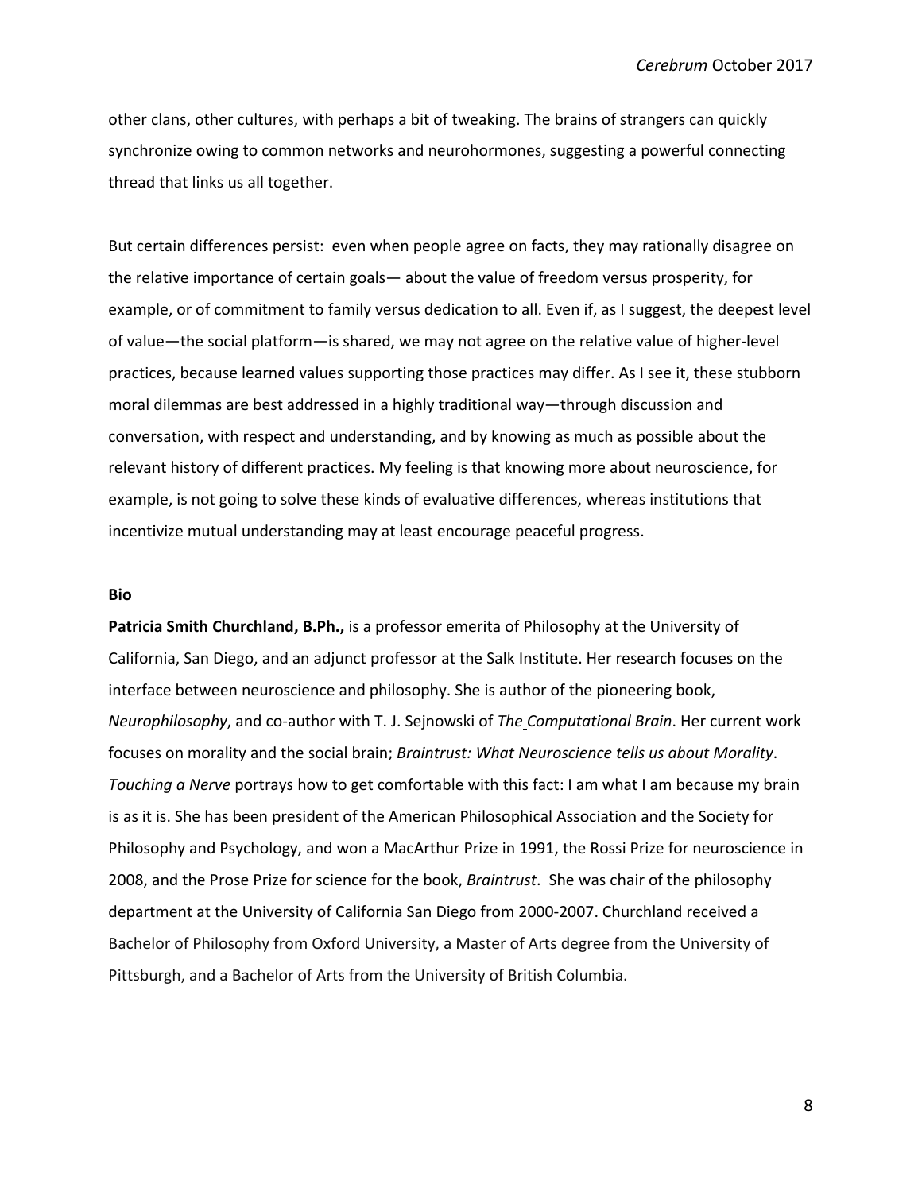other clans, other cultures, with perhaps a bit of tweaking. The brains of strangers can quickly synchronize owing to common networks and neurohormones, suggesting a powerful connecting thread that links us all together.

But certain differences persist: even when people agree on facts, they may rationally disagree on the relative importance of certain goals— about the value of freedom versus prosperity, for example, or of commitment to family versus dedication to all. Even if, as I suggest, the deepest level of value—the social platform—is shared, we may not agree on the relative value of higher-level practices, because learned values supporting those practices may differ. As I see it, these stubborn moral dilemmas are best addressed in a highly traditional way—through discussion and conversation, with respect and understanding, and by knowing as much as possible about the relevant history of different practices. My feeling is that knowing more about neuroscience, for example, is not going to solve these kinds of evaluative differences, whereas institutions that incentivize mutual understanding may at least encourage peaceful progress.

**Bio**

**Patricia Smith Churchland, B.Ph.,** is a professor emerita of Philosophy at the University of California, San Diego, and an adjunct professor at the Salk Institute. Her research focuses on the interface between neuroscience and philosophy. She is author of the pioneering book, *Neurophilosophy*, and co-author with T. J. Sejnowski of *The Computational Brain*. Her current work focuses on morality and the social brain; *Braintrust: What Neuroscience tells us about Morality*. *Touching a Nerve* portrays how to get comfortable with this fact: I am what I am because my brain is as it is. She has been president of the American Philosophical Association and the Society for Philosophy and Psychology, and won a MacArthur Prize in 1991, the Rossi Prize for neuroscience in 2008, and the Prose Prize for science for the book, *Braintrust*. She was chair of the philosophy department at the University of California San Diego from 2000-2007. Churchland received a Bachelor of Philosophy from Oxford University, a Master of Arts degree from the University of Pittsburgh, and a Bachelor of Arts from the University of British Columbia.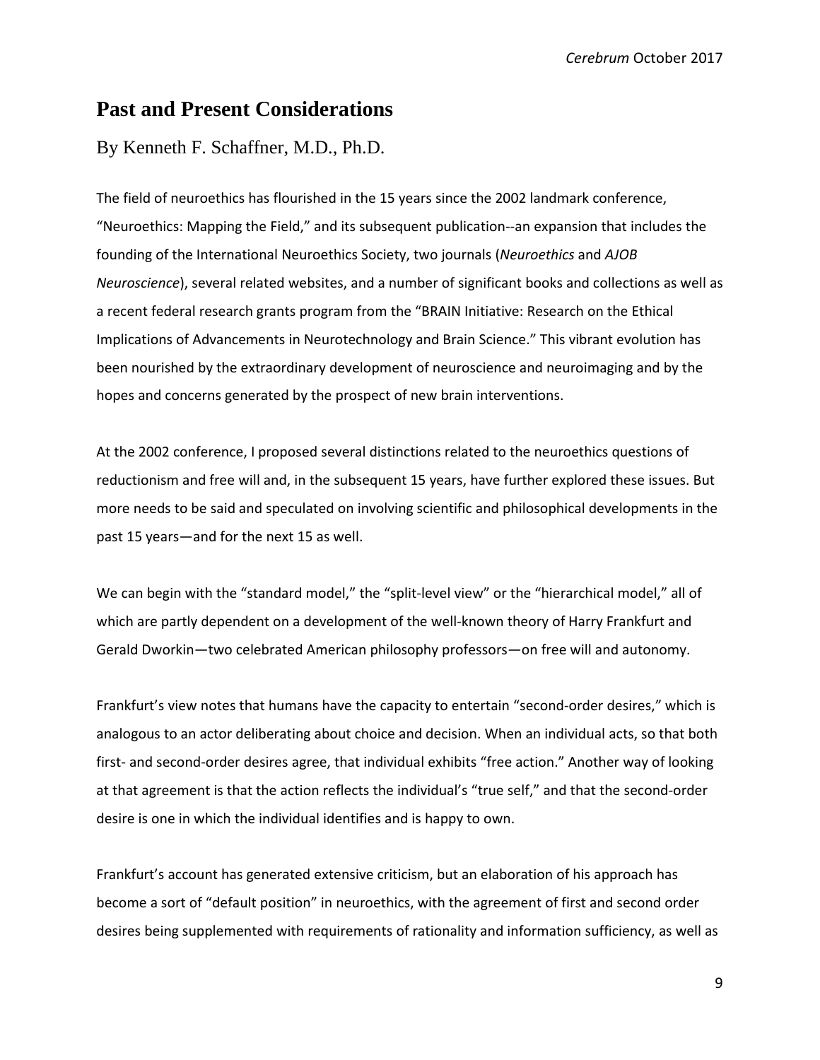## Past and Present Considerations

By Kenneth F. Schaffner, M.D., Ph.D.

The field of neuroethics has flourished in the 15 years since the 2002 landmark conference, "Neuroethics: Mapping the Field," and its subsequent publication--an expansion that includes the founding of the International Neuroethics Society, two journals (*Neuroethics* and *AJOB Neuroscience*), several related websites, and a number of significant books and collections as well as a recent federal research grants program from the "BRAIN Initiative: Research on the Ethical Implications of Advancements in Neurotechnology and Brain Science." This vibrant evolution has been nourished by the extraordinary development of neuroscience and neuroimaging and by the hopes and concerns generated by the prospect of new brain interventions.

At the 2002 conference, I proposed several distinctions related to the neuroethics questions of reductionism and free will and, in the subsequent 15 years, have further explored these issues. But more needs to be said and speculated on involving scientific and philosophical developments in the past 15 years—and for the next 15 as well.

We can begin with the "standard model," the "split-level view" or the "hierarchical model," all of which are partly dependent on a development of the well-known theory of Harry Frankfurt and Gerald Dworkin—two celebrated American philosophy professors—on free will and autonomy.

Frankfurt's view notes that humans have the capacity to entertain "second-order desires," which is analogous to an actor deliberating about choice and decision. When an individual acts, so that both first- and second-order desires agree, that individual exhibits "free action." Another way of looking at that agreement is that the action reflects the individual's "true self," and that the second-order desire is one in which the individual identifies and is happy to own.

Frankfurt's account has generated extensive criticism, but an elaboration of his approach has become a sort of "default position" in neuroethics, with the agreement of first and second order desires being supplemented with requirements of rationality and information sufficiency, as well as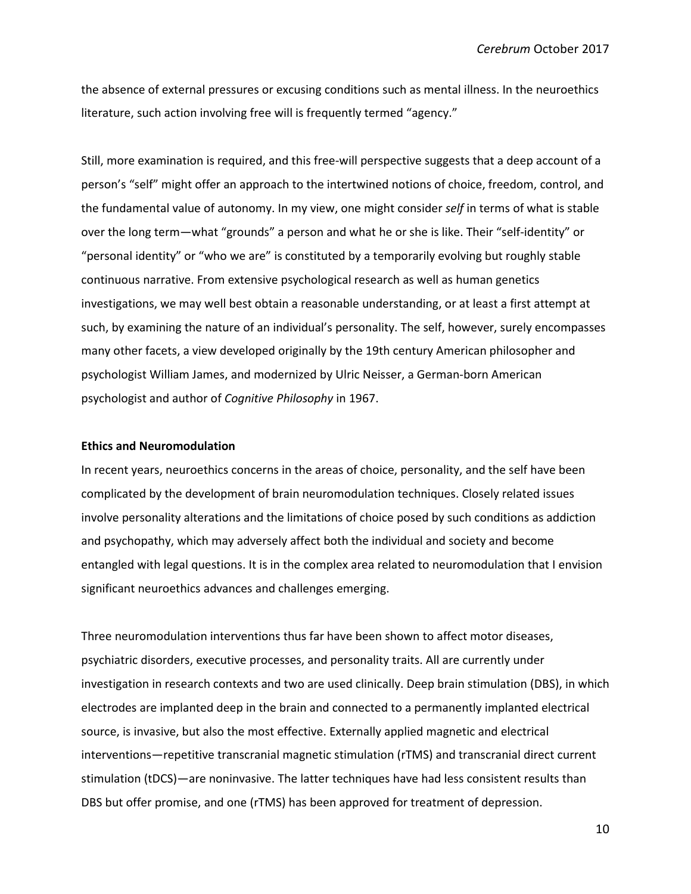the absence of external pressures or excusing conditions such as mental illness. In the neuroethics literature, such action involving free will is frequently termed "agency."

Still, more examination is required, and this free-will perspective suggests that a deep account of a person's "self" might offer an approach to the intertwined notions of choice, freedom, control, and the fundamental value of autonomy. In my view, one might consider *self* in terms of what is stable over the long term—what "grounds" a person and what he or she is like. Their "self-identity" or "personal identity" or "who we are" is constituted by a temporarily evolving but roughly stable continuous narrative. From extensive psychological research as well as human genetics investigations, we may well best obtain a reasonable understanding, or at least a first attempt at such, by examining the nature of an individual's personality. The self, however, surely encompasses many other facets, a view developed originally by the 19th century American philosopher and psychologist William James, and modernized by Ulric Neisser, a German-born American psychologist and author of *Cognitive Philosophy* in 1967.

**Ethics and Neuromodulation**

In recent years, neuroethics concerns in the areas of choice, personality, and the self have been complicated by the development of brain neuromodulation techniques. Closely related issues involve personality alterations and the limitations of choice posed by such conditions as addiction and psychopathy, which may adversely affect both the individual and society and become entangled with legal questions. It is in the complex area related to neuromodulation that I envision significant neuroethics advances and challenges emerging.

Three neuromodulation interventions thus far have been shown to affect motor diseases, psychiatric disorders, executive processes, and personality traits. All are currently under investigation in research contexts and two are used clinically. Deep brain stimulation (DBS), in which electrodes are implanted deep in the brain and connected to a permanently implanted electrical source, is invasive, but also the most effective. Externally applied magnetic and electrical interventions—repetitive transcranial magnetic stimulation (rTMS) and transcranial direct current stimulation (tDCS)—are noninvasive. The latter techniques have had less consistent results than DBS but offer promise, and one (rTMS) has been approved for treatment of depression.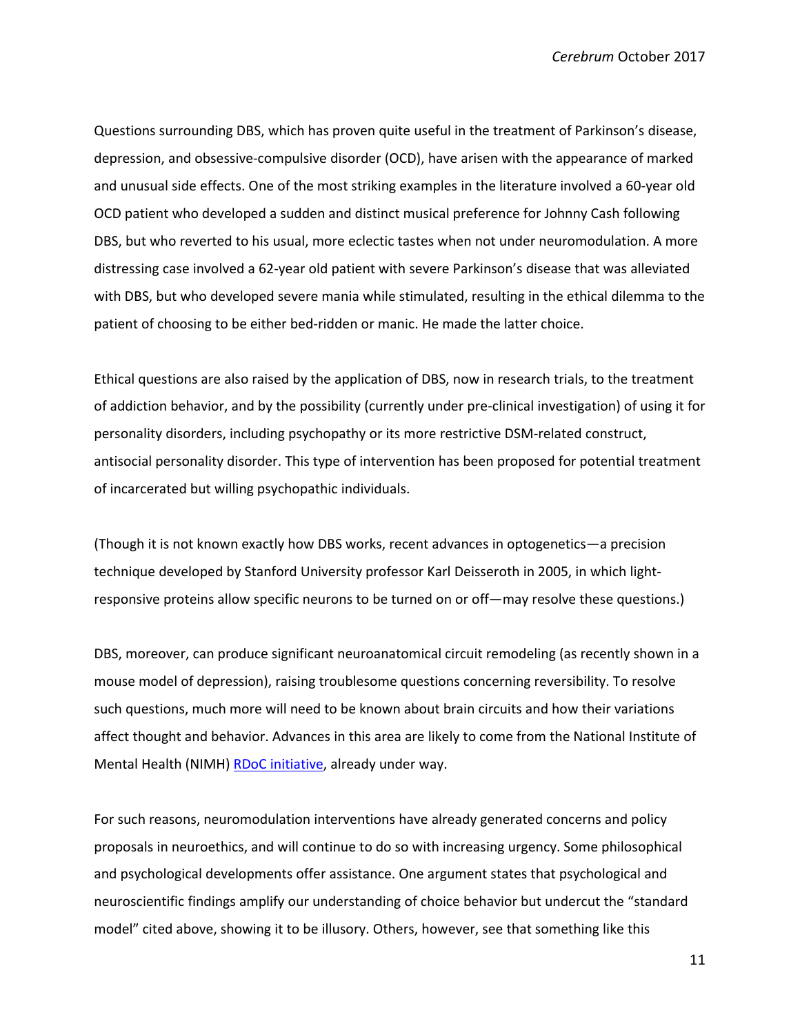Questions surrounding DBS, which has proven quite useful in the treatment of Parkinson's disease, depression, and obsessive-compulsive disorder (OCD), have arisen with the appearance of marked and unusual side effects. One of the most striking examples in the literature involved a 60-year old OCD patient who developed a sudden and distinct musical preference for Johnny Cash following DBS, but who reverted to his usual, more eclectic tastes when not under neuromodulation. A more distressing case involved a 62-year old patient with severe Parkinson's disease that was alleviated with DBS, but who developed severe mania while stimulated, resulting in the ethical dilemma to the patient of choosing to be either bed-ridden or manic. He made the latter choice.

Ethical questions are also raised by the application of DBS, now in research trials, to the treatment of addiction behavior, and by the possibility (currently under pre-clinical investigation) of using it for personality disorders, including psychopathy or its more restrictive DSM-related construct, antisocial personality disorder. This type of intervention has been proposed for potential treatment of incarcerated but willing psychopathic individuals.

(Though it is not known exactly how DBS works, recent advances in optogenetics—a precision technique developed by Stanford University professor Karl Deisseroth in 2005, in which light-responsive proteins allow specific neurons to be turned on or off—may resolve these questions.)

DBS, moreover, can produce significant neuroanatomical circuit remodeling (as recently shown in a mouse model of depression), raising troublesome questions concerning reversibility. To resolve such questions, much more will need to be known about brain circuits and how their variations affect thought and behavior. Advances in this area are likely to come from the National Institute of Mental Health (NIMH) RDoC initiative, already under way.

For such reasons, neuromodulation interventions have already generated concerns and policy proposals in neuroethics, and will continue to do so with increasing urgency. Some philosophical and psychological developments offer assistance. One argument states that psychological and neuroscientific findings amplify our understanding of choice behavior but undercut the "standard model" cited above, showing it to be illusory. Others, however, see that something like this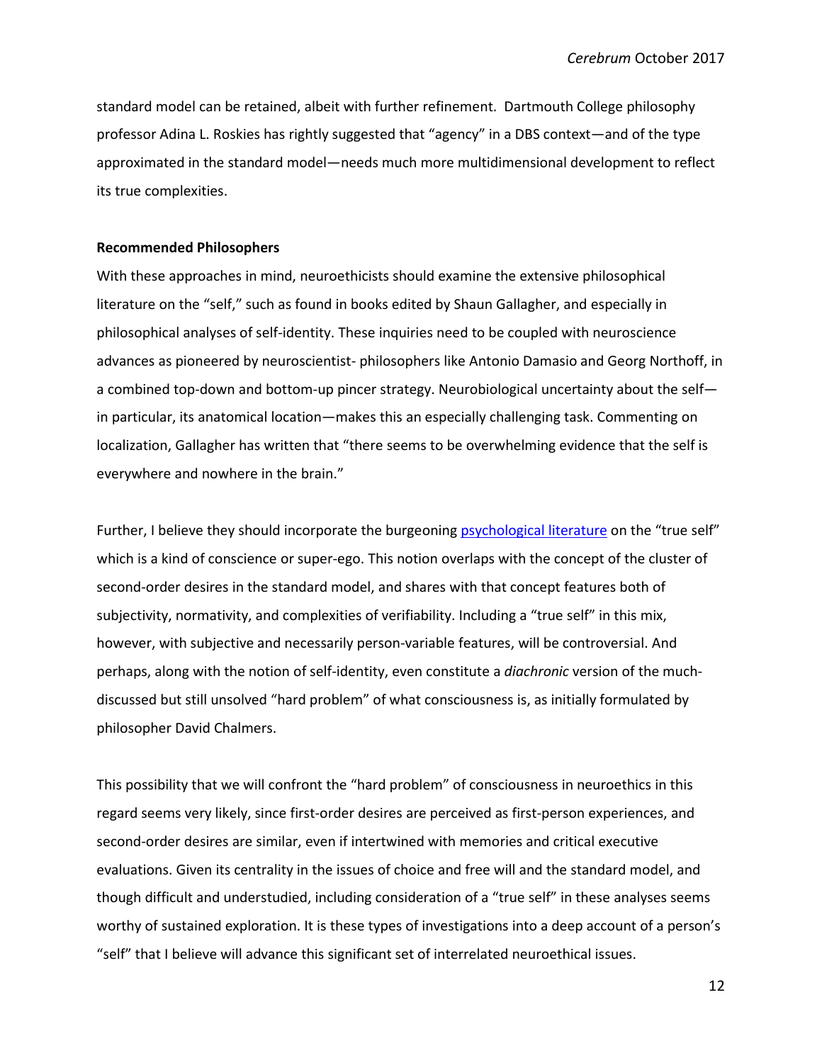standard model can be retained, albeit with further refinement. Dartmouth College philosophy professor Adina L. Roskies has rightly suggested that "agency" in a DBS context—and of the type approximated in the standard model—needs much more multidimensional development to reflect its true complexities.

**Recommended Philosophers**

With these approaches in mind, neuroethicists should examine the extensive philosophical literature on the "self," such as found in books edited by Shaun Gallagher, and especially in philosophical analyses of self-identity. These inquiries need to be coupled with neuroscience advances as pioneered by neuroscientist- philosophers like Antonio Damasio and Georg Northoff, in a combined top-down and bottom-up pincer strategy. Neurobiological uncertainty about the self—in particular, its anatomical location—makes this an especially challenging task. Commenting on localization, Gallagher has written that "there seems to be overwhelming evidence that the self is everywhere and nowhere in the brain."

Further, I believe they should incorporate the burgeoning psychological literature on the "true self" which is a kind of conscience or super-ego. This notion overlaps with the concept of the cluster of second-order desires in the standard model, and shares with that concept features both of subjectivity, normativity, and complexities of verifiability. Including a "true self" in this mix, however, with subjective and necessarily person-variable features, will be controversial. And perhaps, along with the notion of self-identity, even constitute a *diachronic* version of the much-discussed but still unsolved "hard problem" of what consciousness is, as initially formulated by philosopher David Chalmers.

This possibility that we will confront the "hard problem" of consciousness in neuroethics in this regard seems very likely, since first-order desires are perceived as first-person experiences, and second-order desires are similar, even if intertwined with memories and critical executive evaluations. Given its centrality in the issues of choice and free will and the standard model, and though difficult and understudied, including consideration of a "true self" in these analyses seems worthy of sustained exploration. It is these types of investigations into a deep account of a person's "self" that I believe will advance this significant set of interrelated neuroethical issues.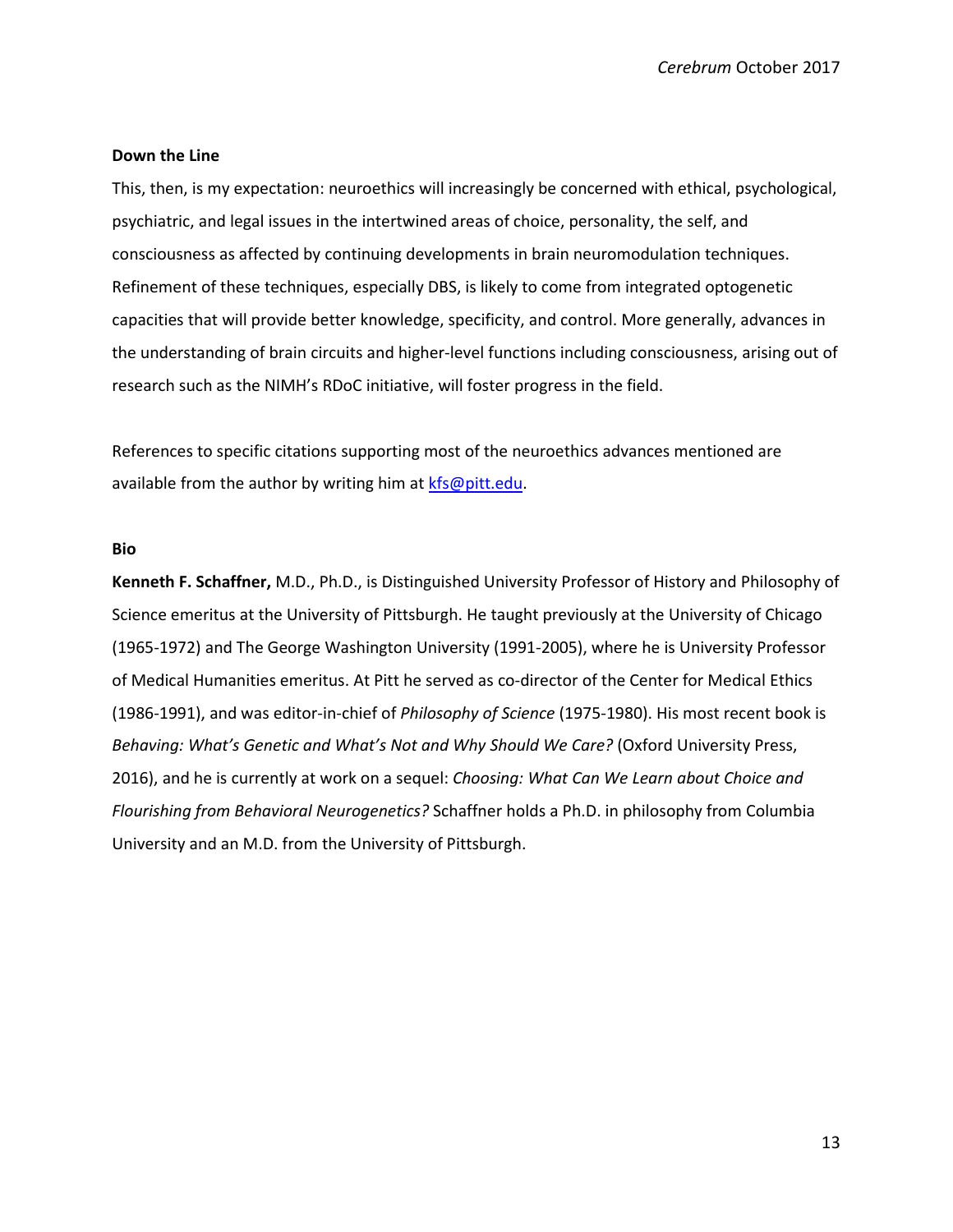**Down the Line**

This, then, is my expectation: neuroethics will increasingly be concerned with ethical, psychological, psychiatric, and legal issues in the intertwined areas of choice, personality, the self, and consciousness as affected by continuing developments in brain neuromodulation techniques. Refinement of these techniques, especially DBS, is likely to come from integrated optogenetic capacities that will provide better knowledge, specificity, and control. More generally, advances in the understanding of brain circuits and higher-level functions including consciousness, arising out of research such as the NIMH's RDoC initiative, will foster progress in the field.

References to specific citations supporting most of the neuroethics advances mentioned are available from the author by writing him at kfs@pitt.edu.

**Bio**

**Kenneth F. Schaffner,** M.D., Ph.D., is Distinguished University Professor of History and Philosophy of Science emeritus at the University of Pittsburgh. He taught previously at the University of Chicago (1965-1972) and The George Washington University (1991-2005), where he is University Professor of Medical Humanities emeritus. At Pitt he served as co-director of the Center for Medical Ethics (1986-1991), and was editor-in-chief of *Philosophy of Science* (1975-1980). His most recent book is *Behaving: What's Genetic and What's Not and Why Should We Care?* (Oxford University Press, 2016), and he is currently at work on a sequel: *Choosing: What Can We Learn about Choice and Flourishing from Behavioral Neurogenetics?* Schaffner holds a Ph.D. in philosophy from Columbia University and an M.D. from the University of Pittsburgh.